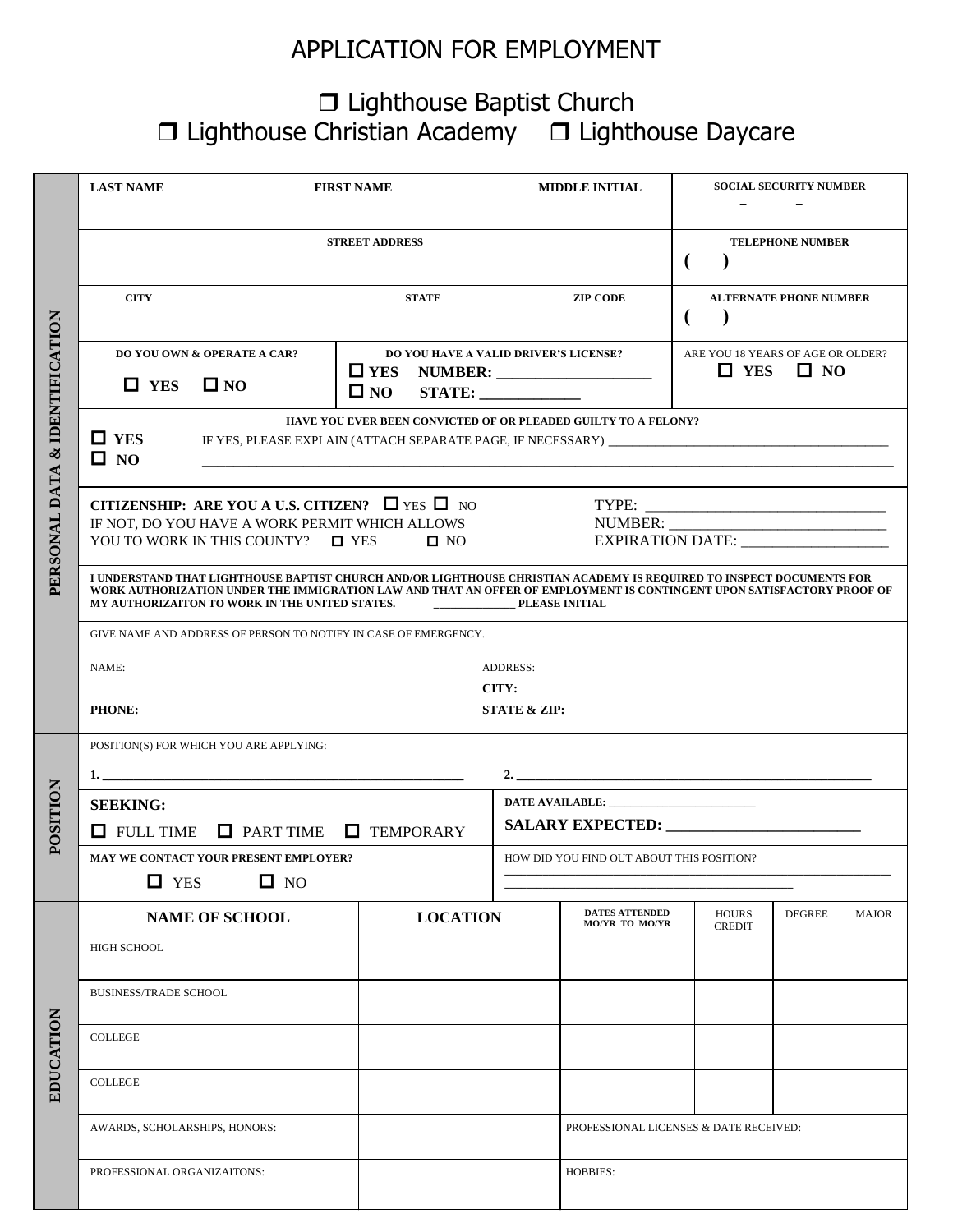# APPLICATION FOR EMPLOYMENT

❐ Lighthouse Baptist Church
❐ Lighthouse Christian Academy ❐ Lighthouse Daycare

## PERSONAL DATA & IDENTIFICATION

| LAST NAME | FIRST NAME | MIDDLE INITIAL | SOCIAL SECURITY NUMBER – – |
|---|---|---|---|
| STREET ADDRESS | | | TELEPHONE NUMBER ( ) |
| CITY | STATE | ZIP CODE | ALTERNATE PHONE NUMBER ( ) |

| DO YOU OWN & OPERATE A CAR? | DO YOU HAVE A VALID DRIVER'S LICENSE? | ARE YOU 18 YEARS OF AGE OR OLDER? |
|---|---|---|
| ☐ YES ☐ NO | ☐ YES NUMBER: ____________________ ☐ NO STATE: _____________ | ☐ YES ☐ NO |

**HAVE YOU EVER BEEN CONVICTED OF OR PLEADED GUILTY TO A FELONY?**

☐ YES IF YES, PLEASE EXPLAIN (ATTACH SEPARATE PAGE, IF NECESSARY) ________________________________________
☐ NO ________________________________________________________________________________

**CITIZENSHIP: ARE YOU A U.S. CITIZEN?** ☐ YES ☐ NO
IF NOT, DO YOU HAVE A WORK PERMIT WHICH ALLOWS YOU TO WORK IN THIS COUNTY? ☐ YES ☐ NO

TYPE: ________________________________
NUMBER: ____________________________
EXPIRATION DATE: ___________________

**I UNDERSTAND THAT LIGHTHOUSE BAPTIST CHURCH AND/OR LIGHTHOUSE CHRISTIAN ACADEMY IS REQUIRED TO INSPECT DOCUMENTS FOR WORK AUTHORIZATION UNDER THE IMMIGRATION LAW AND THAT AN OFFER OF EMPLOYMENT IS CONTINGENT UPON SATISFACTORY PROOF OF MY AUTHORIZAITON TO WORK IN THE UNITED STATES. ______________ PLEASE INITIAL**

GIVE NAME AND ADDRESS OF PERSON TO NOTIFY IN CASE OF EMERGENCY.

| NAME: | ADDRESS: |
|---|---|
| | **CITY:** |
| **PHONE:** | **STATE & ZIP:** |

## POSITION

POSITION(S) FOR WHICH YOU ARE APPLYING:

**1.** ________________________________________ **2.** ________________________________________

| **SEEKING:** ☐ FULL TIME ☐ PART TIME ☐ TEMPORARY | **DATE AVAILABLE:** _________________________ **SALARY EXPECTED:** _________________________ |
|---|---|
| **MAY WE CONTACT YOUR PRESENT EMPLOYER?** ☐ YES ☐ NO | HOW DID YOU FIND OUT ABOUT THIS POSITION? ________________________________________ |

## EDUCATION

| NAME OF SCHOOL | LOCATION | DATES ATTENDED MO/YR TO MO/YR | HOURS CREDIT | DEGREE | MAJOR |
|---|---|---|---|---|---|
| HIGH SCHOOL | | | | | |
| BUSINESS/TRADE SCHOOL | | | | | |
| COLLEGE | | | | | |
| COLLEGE | | | | | |
| AWARDS, SCHOLARSHIPS, HONORS: | | PROFESSIONAL LICENSES & DATE RECEIVED: | | | |
| PROFESSIONAL ORGANIZAITONS: | | HOBBIES: | | | |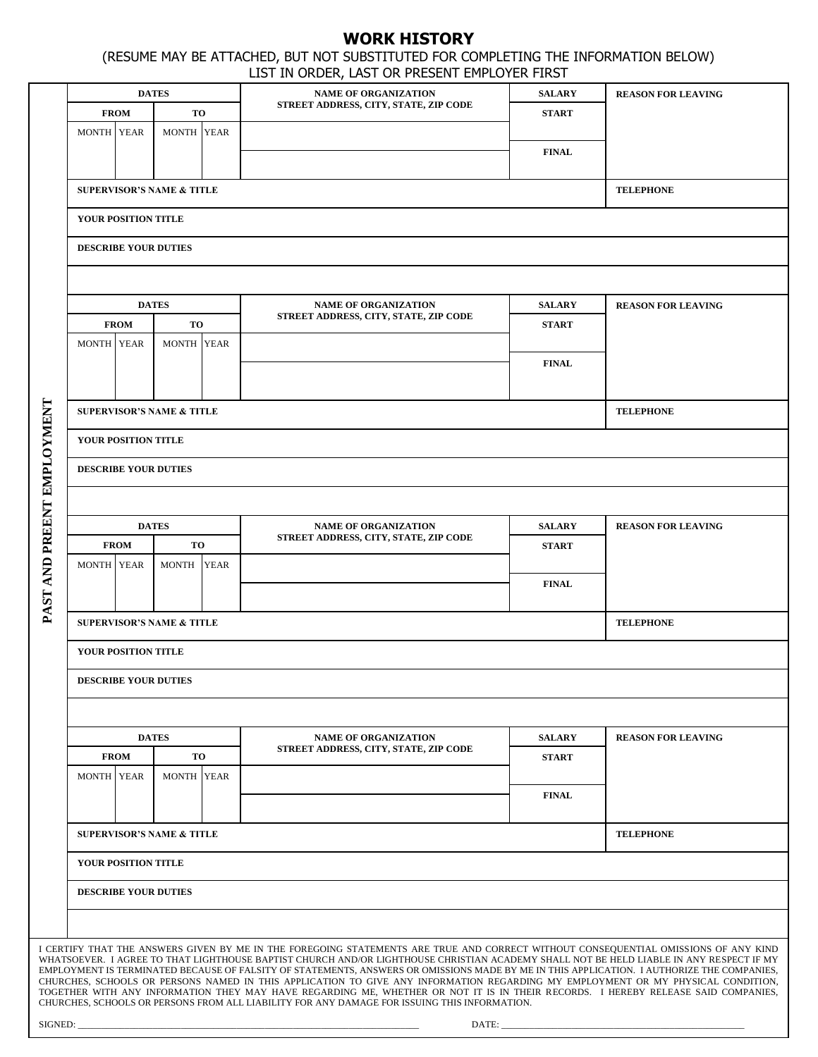# WORK HISTORY

(RESUME MAY BE ATTACHED, BUT NOT SUBSTITUTED FOR COMPLETING THE INFORMATION BELOW)
LIST IN ORDER, LAST OR PRESENT EMPLOYER FIRST

**PAST AND PREENT EMPLOYMENT**

| DATES | | | | NAME OF ORGANIZATION STREET ADDRESS, CITY, STATE, ZIP CODE | SALARY | REASON FOR LEAVING |
|---|---|---|---|---|---|---|
| FROM | | TO | | | START | |
| MONTH | YEAR | MONTH | YEAR | | | |
| | | | | | FINAL | |
| SUPERVISOR'S NAME & TITLE | | | | | | TELEPHONE |
| YOUR POSITION TITLE | | | | | | |
| DESCRIBE YOUR DUTIES | | | | | | |
| | | | | | | |

| DATES | | | | NAME OF ORGANIZATION STREET ADDRESS, CITY, STATE, ZIP CODE | SALARY | REASON FOR LEAVING |
|---|---|---|---|---|---|---|
| FROM | | TO | | | START | |
| MONTH | YEAR | MONTH | YEAR | | | |
| | | | | | FINAL | |
| SUPERVISOR'S NAME & TITLE | | | | | | TELEPHONE |
| YOUR POSITION TITLE | | | | | | |
| DESCRIBE YOUR DUTIES | | | | | | |
| | | | | | | |

| DATES | | | | NAME OF ORGANIZATION STREET ADDRESS, CITY, STATE, ZIP CODE | SALARY | REASON FOR LEAVING |
|---|---|---|---|---|---|---|
| FROM | | TO | | | START | |
| MONTH | YEAR | MONTH | YEAR | | | |
| | | | | | FINAL | |
| SUPERVISOR'S NAME & TITLE | | | | | | TELEPHONE |
| YOUR POSITION TITLE | | | | | | |
| DESCRIBE YOUR DUTIES | | | | | | |
| | | | | | | |

| DATES | | | | NAME OF ORGANIZATION STREET ADDRESS, CITY, STATE, ZIP CODE | SALARY | REASON FOR LEAVING |
|---|---|---|---|---|---|---|
| FROM | | TO | | | START | |
| MONTH | YEAR | MONTH | YEAR | | | |
| | | | | | FINAL | |
| SUPERVISOR'S NAME & TITLE | | | | | | TELEPHONE |
| YOUR POSITION TITLE | | | | | | |
| DESCRIBE YOUR DUTIES | | | | | | |
| | | | | | | |

I CERTIFY THAT THE ANSWERS GIVEN BY ME IN THE FOREGOING STATEMENTS ARE TRUE AND CORRECT WITHOUT CONSEQUENTIAL OMISSIONS OF ANY KIND WHATSOEVER. I AGREE TO THAT LIGHTHOUSE BAPTIST CHURCH AND/OR LIGHTHOUSE CHRISTIAN ACADEMY SHALL NOT BE HELD LIABLE IN ANY RESPECT IF MY EMPLOYMENT IS TERMINATED BECAUSE OF FALSITY OF STATEMENTS, ANSWERS OR OMISSIONS MADE BY ME IN THIS APPLICATION. I AUTHORIZE THE COMPANIES, CHURCHES, SCHOOLS OR PERSONS NAMED IN THIS APPLICATION TO GIVE ANY INFORMATION REGARDING MY EMPLOYMENT OR MY PHYSICAL CONDITION, TOGETHER WITH ANY INFORMATION THEY MAY HAVE REGARDING ME, WHETHER OR NOT IT IS IN THEIR RECORDS. I HEREBY RELEASE SAID COMPANIES, CHURCHES, SCHOOLS OR PERSONS FROM ALL LIABILITY FOR ANY DAMAGE FOR ISSUING THIS INFORMATION.

SIGNED: ______________________________ DATE: ______________________________